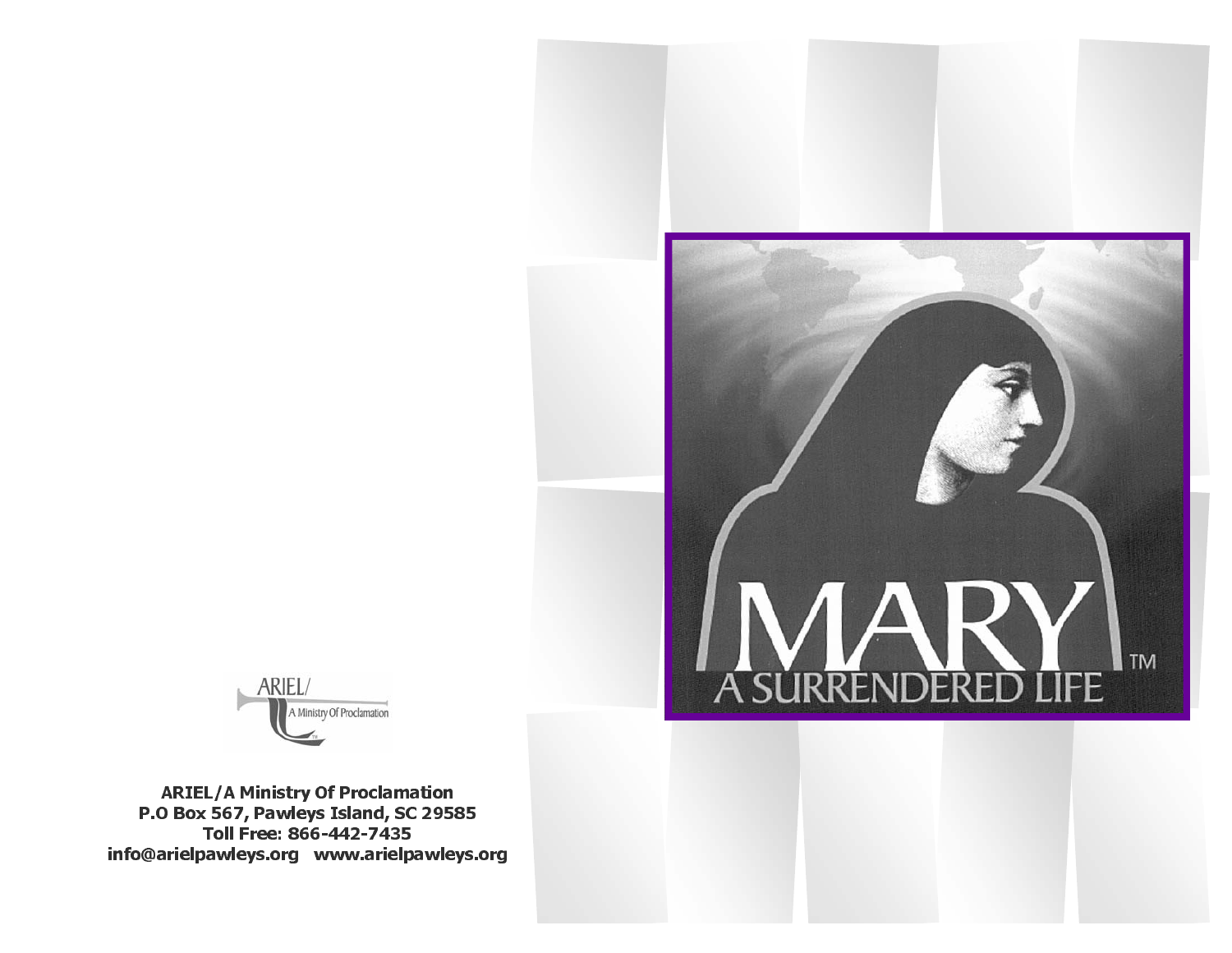# MARY™

## A SURRENDERED LIFE

ARIEL/ A Ministry Of Proclamation

**ARIEL/A Ministry Of Proclamation**
**P.O Box 567, Pawleys Island, SC 29585**
**Toll Free: 866-442-7435**
**info@arielpawleys.org www.arielpawleys.org**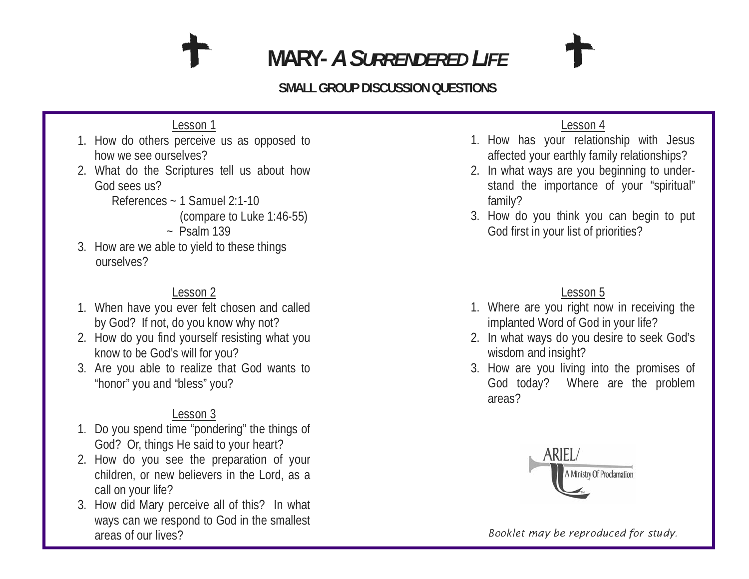# MARY- *A SURRENDERED LIFE*

## SMALL GROUP DISCUSSION QUESTIONS

### Lesson 1

1. How do others perceive us as opposed to how we see ourselves?
2. What do the Scriptures tell us about how God sees us?

   References ~ 1 Samuel 2:1-10
   (compare to Luke 1:46-55)
   ~ Psalm 139
3. How are we able to yield to these things ourselves?

### Lesson 2

1. When have you ever felt chosen and called by God? If not, do you know why not?
2. How do you find yourself resisting what you know to be God's will for you?
3. Are you able to realize that God wants to "honor" you and "bless" you?

### Lesson 3

1. Do you spend time "pondering" the things of God? Or, things He said to your heart?
2. How do you see the preparation of your children, or new believers in the Lord, as a call on your life?
3. How did Mary perceive all of this? In what ways can we respond to God in the smallest areas of our lives?

### Lesson 4

1. How has your relationship with Jesus affected your earthly family relationships?
2. In what ways are you beginning to understand the importance of your "spiritual" family?
3. How do you think you can begin to put God first in your list of priorities?

### Lesson 5

1. Where are you right now in receiving the implanted Word of God in your life?
2. In what ways do you desire to seek God's wisdom and insight?
3. How are you living into the promises of God today? Where are the problem areas?

ARIEL/ A Ministry Of Proclamation

*Booklet may be reproduced for study.*